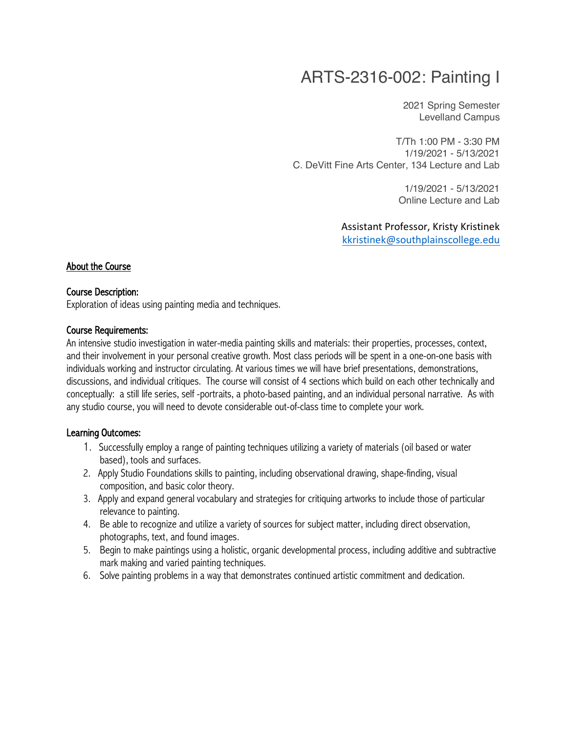# ARTS-2316-002: Painting I

2021 Spring Semester
Levelland Campus

T/Th 1:00 PM - 3:30 PM
1/19/2021 - 5/13/2021
C. DeVitt Fine Arts Center, 134 Lecture and Lab

1/19/2021 - 5/13/2021
Online Lecture and Lab

Assistant Professor, Kristy Kristinek
kkristinek@southplainscollege.edu

## About the Course

### Course Description:

Exploration of ideas using painting media and techniques.

### Course Requirements:

An intensive studio investigation in water-media painting skills and materials: their properties, processes, context, and their involvement in your personal creative growth. Most class periods will be spent in a one-on-one basis with individuals working and instructor circulating. At various times we will have brief presentations, demonstrations, discussions, and individual critiques. The course will consist of 4 sections which build on each other technically and conceptually: a still life series, self -portraits, a photo-based painting, and an individual personal narrative. As with any studio course, you will need to devote considerable out-of-class time to complete your work.

### Learning Outcomes:

1. Successfully employ a range of painting techniques utilizing a variety of materials (oil based or water based), tools and surfaces.
2. Apply Studio Foundations skills to painting, including observational drawing, shape-finding, visual composition, and basic color theory.
3. Apply and expand general vocabulary and strategies for critiquing artworks to include those of particular relevance to painting.
4. Be able to recognize and utilize a variety of sources for subject matter, including direct observation, photographs, text, and found images.
5. Begin to make paintings using a holistic, organic developmental process, including additive and subtractive mark making and varied painting techniques.
6. Solve painting problems in a way that demonstrates continued artistic commitment and dedication.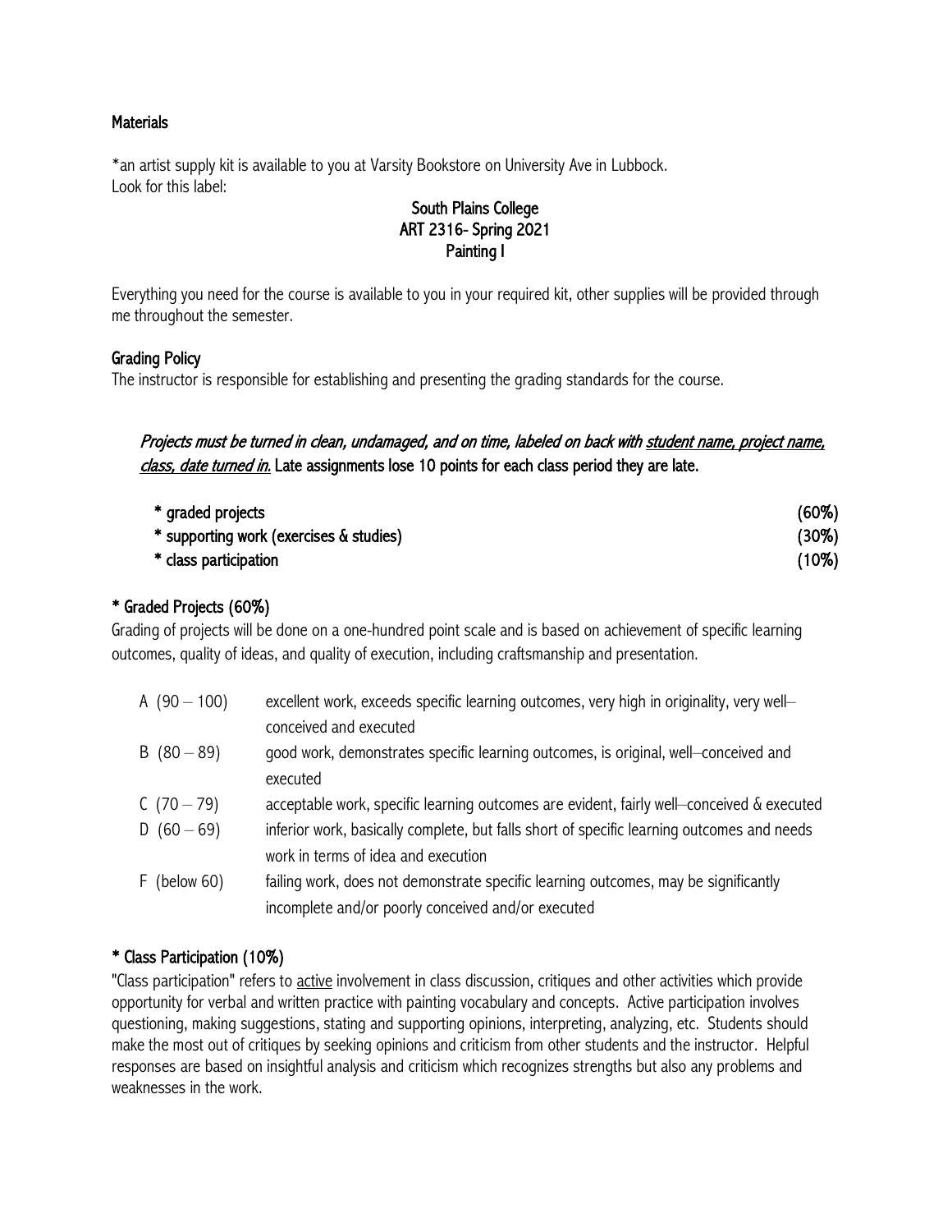**Materials**

*an artist supply kit is available to you at Varsity Bookstore on University Ave in Lubbock.
Look for this label:

**South Plains College**
**ART 2316- Spring 2021**
**Painting I**

Everything you need for the course is available to you in your required kit, other supplies will be provided through me throughout the semester.

## Grading Policy

The instructor is responsible for establishing and presenting the grading standards for the course.

*Projects must be turned in clean, undamaged, and on time, labeled on back with student name, project name, class, date turned in.* **Late assignments lose 10 points for each class period they are late.**

| | |
|---|---|
| * graded projects | (60%) |
| * supporting work (exercises & studies) | (30%) |
| * class participation | (10%) |

## * Graded Projects (60%)

Grading of projects will be done on a one-hundred point scale and is based on achievement of specific learning outcomes, quality of ideas, and quality of execution, including craftsmanship and presentation.

| | |
|---|---|
| A (90 – 100) | excellent work, exceeds specific learning outcomes, very high in originality, very well–conceived and executed |
| B (80 – 89) | good work, demonstrates specific learning outcomes, is original, well–conceived and executed |
| C (70 – 79) | acceptable work, specific learning outcomes are evident, fairly well–conceived & executed |
| D (60 – 69) | inferior work, basically complete, but falls short of specific learning outcomes and needs work in terms of idea and execution |
| F (below 60) | failing work, does not demonstrate specific learning outcomes, may be significantly incomplete and/or poorly conceived and/or executed |

## * Class Participation (10%)

"Class participation" refers to active involvement in class discussion, critiques and other activities which provide opportunity for verbal and written practice with painting vocabulary and concepts. Active participation involves questioning, making suggestions, stating and supporting opinions, interpreting, analyzing, etc. Students should make the most out of critiques by seeking opinions and criticism from other students and the instructor. Helpful responses are based on insightful analysis and criticism which recognizes strengths but also any problems and weaknesses in the work.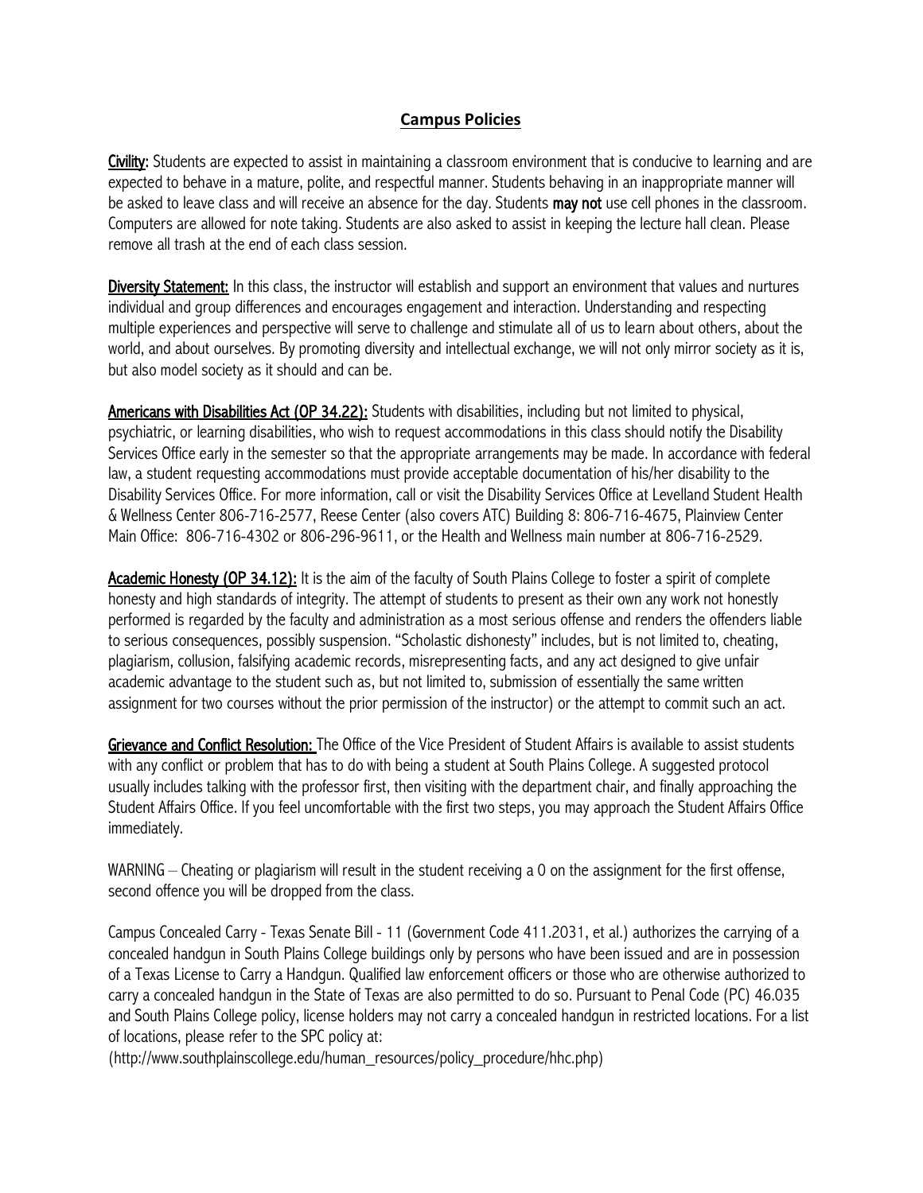## Campus Policies

**Civility:** Students are expected to assist in maintaining a classroom environment that is conducive to learning and are expected to behave in a mature, polite, and respectful manner. Students behaving in an inappropriate manner will be asked to leave class and will receive an absence for the day. Students **may not** use cell phones in the classroom. Computers are allowed for note taking. Students are also asked to assist in keeping the lecture hall clean. Please remove all trash at the end of each class session.

**Diversity Statement:** In this class, the instructor will establish and support an environment that values and nurtures individual and group differences and encourages engagement and interaction. Understanding and respecting multiple experiences and perspective will serve to challenge and stimulate all of us to learn about others, about the world, and about ourselves. By promoting diversity and intellectual exchange, we will not only mirror society as it is, but also model society as it should and can be.

**Americans with Disabilities Act (OP 34.22):** Students with disabilities, including but not limited to physical, psychiatric, or learning disabilities, who wish to request accommodations in this class should notify the Disability Services Office early in the semester so that the appropriate arrangements may be made. In accordance with federal law, a student requesting accommodations must provide acceptable documentation of his/her disability to the Disability Services Office. For more information, call or visit the Disability Services Office at Levelland Student Health & Wellness Center 806-716-2577, Reese Center (also covers ATC) Building 8: 806-716-4675, Plainview Center Main Office: 806-716-4302 or 806-296-9611, or the Health and Wellness main number at 806-716-2529.

**Academic Honesty (OP 34.12):** It is the aim of the faculty of South Plains College to foster a spirit of complete honesty and high standards of integrity. The attempt of students to present as their own any work not honestly performed is regarded by the faculty and administration as a most serious offense and renders the offenders liable to serious consequences, possibly suspension. "Scholastic dishonesty" includes, but is not limited to, cheating, plagiarism, collusion, falsifying academic records, misrepresenting facts, and any act designed to give unfair academic advantage to the student such as, but not limited to, submission of essentially the same written assignment for two courses without the prior permission of the instructor) or the attempt to commit such an act.

**Grievance and Conflict Resolution:** The Office of the Vice President of Student Affairs is available to assist students with any conflict or problem that has to do with being a student at South Plains College. A suggested protocol usually includes talking with the professor first, then visiting with the department chair, and finally approaching the Student Affairs Office. If you feel uncomfortable with the first two steps, you may approach the Student Affairs Office immediately.

WARNING – Cheating or plagiarism will result in the student receiving a 0 on the assignment for the first offense, second offence you will be dropped from the class.

Campus Concealed Carry - Texas Senate Bill - 11 (Government Code 411.2031, et al.) authorizes the carrying of a concealed handgun in South Plains College buildings only by persons who have been issued and are in possession of a Texas License to Carry a Handgun. Qualified law enforcement officers or those who are otherwise authorized to carry a concealed handgun in the State of Texas are also permitted to do so. Pursuant to Penal Code (PC) 46.035 and South Plains College policy, license holders may not carry a concealed handgun in restricted locations. For a list of locations, please refer to the SPC policy at:
(http://www.southplainscollege.edu/human_resources/policy_procedure/hhc.php)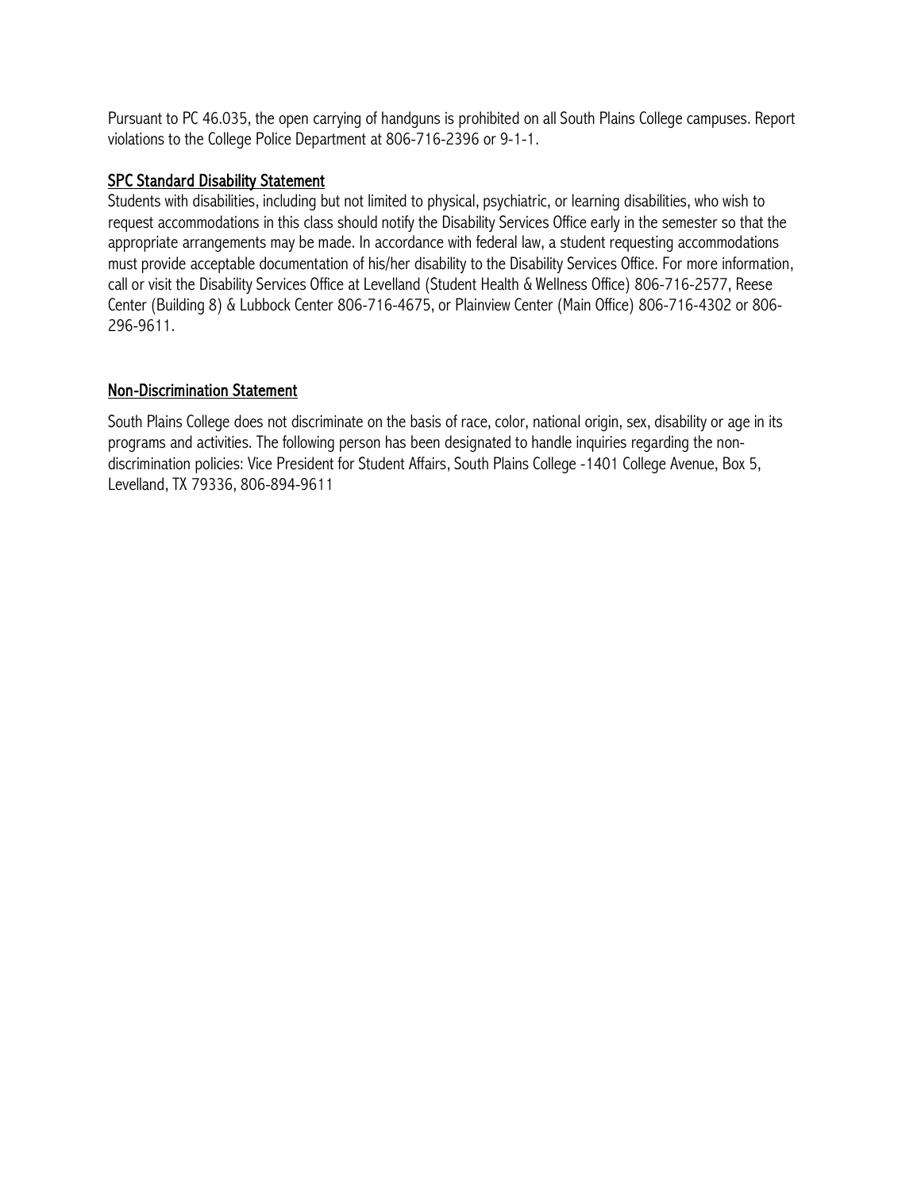Pursuant to PC 46.035, the open carrying of handguns is prohibited on all South Plains College campuses. Report violations to the College Police Department at 806-716-2396 or 9-1-1.

## SPC Standard Disability Statement

Students with disabilities, including but not limited to physical, psychiatric, or learning disabilities, who wish to request accommodations in this class should notify the Disability Services Office early in the semester so that the appropriate arrangements may be made. In accordance with federal law, a student requesting accommodations must provide acceptable documentation of his/her disability to the Disability Services Office. For more information, call or visit the Disability Services Office at Levelland (Student Health & Wellness Office) 806-716-2577, Reese Center (Building 8) & Lubbock Center 806-716-4675, or Plainview Center (Main Office) 806-716-4302 or 806-296-9611.

## Non-Discrimination Statement

South Plains College does not discriminate on the basis of race, color, national origin, sex, disability or age in its programs and activities. The following person has been designated to handle inquiries regarding the non-discrimination policies: Vice President for Student Affairs, South Plains College -1401 College Avenue, Box 5, Levelland, TX 79336, 806-894-9611